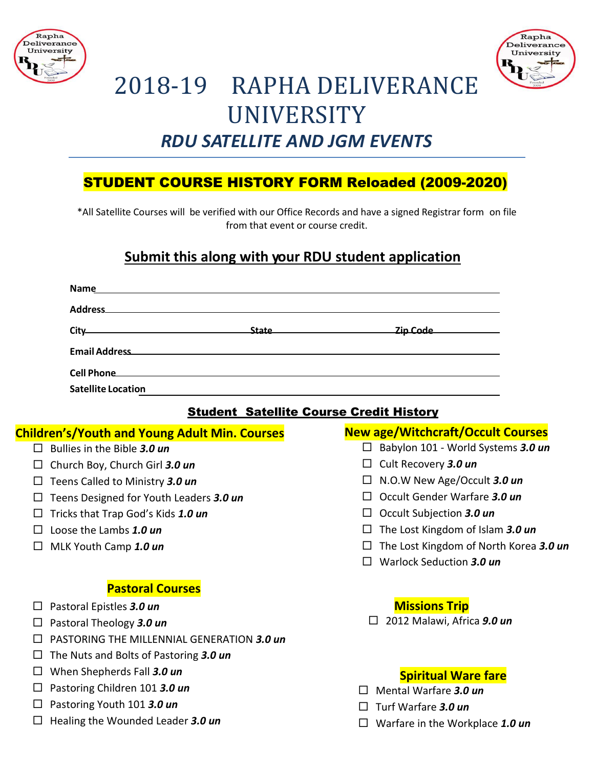# 2018-19 RAPHA DELIVERANCE UNIVERSITY

## *RDU SATELLITE AND JGM EVENTS*

## STUDENT COURSE HISTORY FORM Reloaded (2009-2020)

*All Satellite Courses will be verified with our Office Records and have a signed Registrar form on file from that event or course credit.

### Submit this along with your RDU student application

**Name** \_\_\_\_\_\_\_\_\_\_\_\_\_\_\_\_\_\_\_\_\_\_\_\_\_\_\_\_\_\_\_\_\_\_\_\_\_\_\_\_

**Address** \_\_\_\_\_\_\_\_\_\_\_\_\_\_\_\_\_\_\_\_\_\_\_\_\_\_\_\_\_\_\_\_\_\_\_\_\_\_\_\_

**City** \_\_\_\_\_\_\_\_\_\_\_\_\_\_\_\_ **State** \_\_\_\_\_\_\_\_\_\_\_\_\_\_\_\_ **Zip Code** \_\_\_\_\_\_\_\_\_\_\_\_

**Email Address** \_\_\_\_\_\_\_\_\_\_\_\_\_\_\_\_\_\_\_\_\_\_\_\_\_\_\_\_\_\_\_\_\_\_\_\_\_\_\_\_

**Cell Phone** \_\_\_\_\_\_\_\_\_\_\_\_\_\_\_\_\_\_\_\_\_\_\_\_\_\_\_\_\_\_\_\_\_\_\_\_\_\_\_\_

**Satellite Location** \_\_\_\_\_\_\_\_\_\_\_\_\_\_\_\_\_\_\_\_\_\_\_\_\_\_\_\_\_\_\_\_\_\_\_\_\_\_\_\_

### Student Satellite Course Credit History

#### Children's/Youth and Young Adult Min. Courses

- ☐ Bullies in the Bible ***3.0 un***
- ☐ Church Boy, Church Girl ***3.0 un***
- ☐ Teens Called to Ministry ***3.0 un***
- ☐ Teens Designed for Youth Leaders ***3.0 un***
- ☐ Tricks that Trap God's Kids ***1.0 un***
- ☐ Loose the Lambs ***1.0 un***
- ☐ MLK Youth Camp ***1.0 un***

#### Pastoral Courses

- ☐ Pastoral Epistles ***3.0 un***
- ☐ Pastoral Theology ***3.0 un***
- ☐ PASTORING THE MILLENNIAL GENERATION ***3.0 un***
- ☐ The Nuts and Bolts of Pastoring ***3.0 un***
- ☐ When Shepherds Fall ***3.0 un***
- ☐ Pastoring Children 101 ***3.0 un***
- ☐ Pastoring Youth 101 ***3.0 un***
- ☐ Healing the Wounded Leader ***3.0 un***

#### New age/Witchcraft/Occult Courses

- ☐ Babylon 101 - World Systems ***3.0 un***
- ☐ Cult Recovery ***3.0 un***
- ☐ N.O.W New Age/Occult ***3.0 un***
- ☐ Occult Gender Warfare ***3.0 un***
- ☐ Occult Subjection ***3.0 un***
- ☐ The Lost Kingdom of Islam ***3.0 un***
- ☐ The Lost Kingdom of North Korea ***3.0 un***
- ☐ Warlock Seduction ***3.0 un***

#### Missions Trip

- ☐ 2012 Malawi, Africa ***9.0 un***

#### Spiritual Ware fare

- ☐ Mental Warfare ***3.0 un***
- ☐ Turf Warfare ***3.0 un***
- ☐ Warfare in the Workplace ***1.0 un***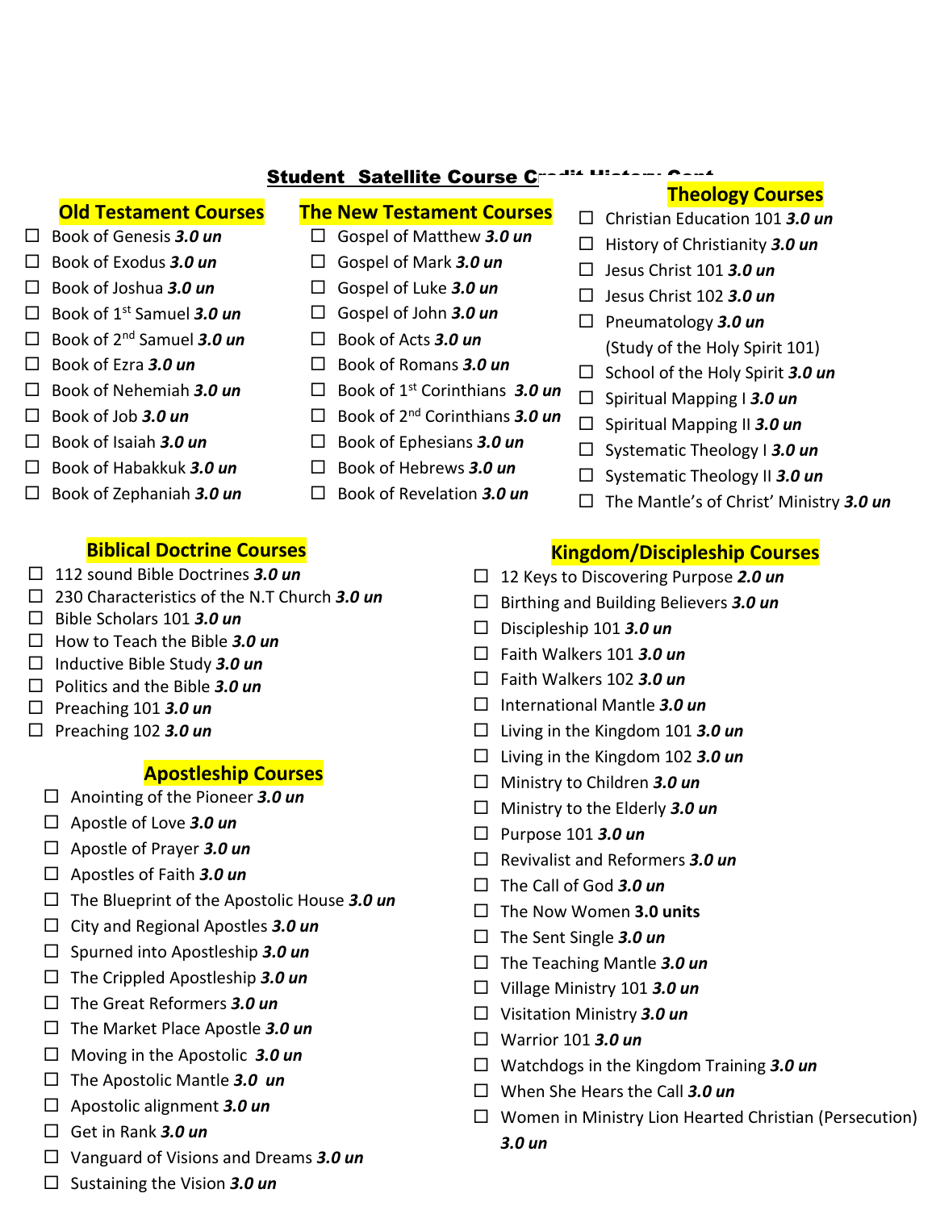## Student Satellite Course Credit History Cont

### Old Testament Courses

- ☐ Book of Genesis ***3.0 un***
- ☐ Book of Exodus ***3.0 un***
- ☐ Book of Joshua ***3.0 un***
- ☐ Book of 1st Samuel ***3.0 un***
- ☐ Book of 2nd Samuel ***3.0 un***
- ☐ Book of Ezra ***3.0 un***
- ☐ Book of Nehemiah ***3.0 un***
- ☐ Book of Job ***3.0 un***
- ☐ Book of Isaiah ***3.0 un***
- ☐ Book of Habakkuk ***3.0 un***
- ☐ Book of Zephaniah ***3.0 un***

### The New Testament Courses

- ☐ Gospel of Matthew ***3.0 un***
- ☐ Gospel of Mark ***3.0 un***
- ☐ Gospel of Luke ***3.0 un***
- ☐ Gospel of John ***3.0 un***
- ☐ Book of Acts ***3.0 un***
- ☐ Book of Romans ***3.0 un***
- ☐ Book of 1st Corinthians ***3.0 un***
- ☐ Book of 2nd Corinthians ***3.0 un***
- ☐ Book of Ephesians ***3.0 un***
- ☐ Book of Hebrews ***3.0 un***
- ☐ Book of Revelation ***3.0 un***

### Theology Courses

- ☐ Christian Education 101 ***3.0 un***
- ☐ History of Christianity ***3.0 un***
- ☐ Jesus Christ 101 ***3.0 un***
- ☐ Jesus Christ 102 ***3.0 un***
- ☐ Pneumatology ***3.0 un*** (Study of the Holy Spirit 101)
- ☐ School of the Holy Spirit ***3.0 un***
- ☐ Spiritual Mapping I ***3.0 un***
- ☐ Spiritual Mapping II ***3.0 un***
- ☐ Systematic Theology I ***3.0 un***
- ☐ Systematic Theology II ***3.0 un***
- ☐ The Mantle's of Christ' Ministry ***3.0 un***

### Biblical Doctrine Courses

- ☐ 112 sound Bible Doctrines ***3.0 un***
- ☐ 230 Characteristics of the N.T Church ***3.0 un***
- ☐ Bible Scholars 101 ***3.0 un***
- ☐ How to Teach the Bible ***3.0 un***
- ☐ Inductive Bible Study ***3.0 un***
- ☐ Politics and the Bible ***3.0 un***
- ☐ Preaching 101 ***3.0 un***
- ☐ Preaching 102 ***3.0 un***

### Apostleship Courses

- ☐ Anointing of the Pioneer ***3.0 un***
- ☐ Apostle of Love ***3.0 un***
- ☐ Apostle of Prayer ***3.0 un***
- ☐ Apostles of Faith ***3.0 un***
- ☐ The Blueprint of the Apostolic House ***3.0 un***
- ☐ City and Regional Apostles ***3.0 un***
- ☐ Spurned into Apostleship ***3.0 un***
- ☐ The Crippled Apostleship ***3.0 un***
- ☐ The Great Reformers ***3.0 un***
- ☐ The Market Place Apostle ***3.0 un***
- ☐ Moving in the Apostolic ***3.0 un***
- ☐ The Apostolic Mantle ***3.0 un***
- ☐ Apostolic alignment ***3.0 un***
- ☐ Get in Rank ***3.0 un***
- ☐ Vanguard of Visions and Dreams ***3.0 un***
- ☐ Sustaining the Vision ***3.0 un***

### Kingdom/Discipleship Courses

- ☐ 12 Keys to Discovering Purpose ***2.0 un***
- ☐ Birthing and Building Believers ***3.0 un***
- ☐ Discipleship 101 ***3.0 un***
- ☐ Faith Walkers 101 ***3.0 un***
- ☐ Faith Walkers 102 ***3.0 un***
- ☐ International Mantle ***3.0 un***
- ☐ Living in the Kingdom 101 ***3.0 un***
- ☐ Living in the Kingdom 102 ***3.0 un***
- ☐ Ministry to Children ***3.0 un***
- ☐ Ministry to the Elderly ***3.0 un***
- ☐ Purpose 101 ***3.0 un***
- ☐ Revivalist and Reformers ***3.0 un***
- ☐ The Call of God ***3.0 un***
- ☐ The Now Women **3.0 units**
- ☐ The Sent Single ***3.0 un***
- ☐ The Teaching Mantle ***3.0 un***
- ☐ Village Ministry 101 ***3.0 un***
- ☐ Visitation Ministry ***3.0 un***
- ☐ Warrior 101 ***3.0 un***
- ☐ Watchdogs in the Kingdom Training ***3.0 un***
- ☐ When She Hears the Call ***3.0 un***
- ☐ Women in Ministry Lion Hearted Christian (Persecution) ***3.0 un***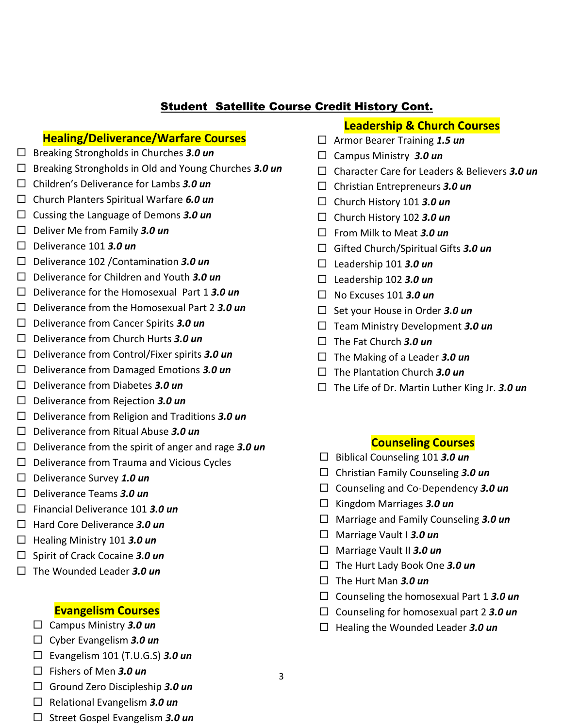## Student Satellite Course Credit History Cont.

### Healing/Deliverance/Warfare Courses

- ☐ Breaking Strongholds in Churches ***3.0 un***
- ☐ Breaking Strongholds in Old and Young Churches ***3.0 un***
- ☐ Children's Deliverance for Lambs ***3.0 un***
- ☐ Church Planters Spiritual Warfare ***6.0 un***
- ☐ Cussing the Language of Demons ***3.0 un***
- ☐ Deliver Me from Family ***3.0 un***
- ☐ Deliverance 101 ***3.0 un***
- ☐ Deliverance 102 /Contamination ***3.0 un***
- ☐ Deliverance for Children and Youth ***3.0 un***
- ☐ Deliverance for the Homosexual Part 1 ***3.0 un***
- ☐ Deliverance from the Homosexual Part 2 ***3.0 un***
- ☐ Deliverance from Cancer Spirits ***3.0 un***
- ☐ Deliverance from Church Hurts ***3.0 un***
- ☐ Deliverance from Control/Fixer spirits ***3.0 un***
- ☐ Deliverance from Damaged Emotions ***3.0 un***
- ☐ Deliverance from Diabetes ***3.0 un***
- ☐ Deliverance from Rejection ***3.0 un***
- ☐ Deliverance from Religion and Traditions ***3.0 un***
- ☐ Deliverance from Ritual Abuse ***3.0 un***
- ☐ Deliverance from the spirit of anger and rage ***3.0 un***
- ☐ Deliverance from Trauma and Vicious Cycles
- ☐ Deliverance Survey ***1.0 un***
- ☐ Deliverance Teams ***3.0 un***
- ☐ Financial Deliverance 101 ***3.0 un***
- ☐ Hard Core Deliverance ***3.0 un***
- ☐ Healing Ministry 101 ***3.0 un***
- ☐ Spirit of Crack Cocaine ***3.0 un***
- ☐ The Wounded Leader ***3.0 un***

### Evangelism Courses

- ☐ Campus Ministry ***3.0 un***
- ☐ Cyber Evangelism ***3.0 un***
- ☐ Evangelism 101 (T.U.G.S) ***3.0 un***
- ☐ Fishers of Men ***3.0 un***
- ☐ Ground Zero Discipleship ***3.0 un***
- ☐ Relational Evangelism ***3.0 un***
- ☐ Street Gospel Evangelism ***3.0 un***

### Leadership & Church Courses

- ☐ Armor Bearer Training ***1.5 un***
- ☐ Campus Ministry ***3.0 un***
- ☐ Character Care for Leaders & Believers ***3.0 un***
- ☐ Christian Entrepreneurs ***3.0 un***
- ☐ Church History 101 ***3.0 un***
- ☐ Church History 102 ***3.0 un***
- ☐ From Milk to Meat ***3.0 un***
- ☐ Gifted Church/Spiritual Gifts ***3.0 un***
- ☐ Leadership 101 ***3.0 un***
- ☐ Leadership 102 ***3.0 un***
- ☐ No Excuses 101 ***3.0 un***
- ☐ Set your House in Order ***3.0 un***
- ☐ Team Ministry Development ***3.0 un***
- ☐ The Fat Church ***3.0 un***
- ☐ The Making of a Leader ***3.0 un***
- ☐ The Plantation Church ***3.0 un***
- ☐ The Life of Dr. Martin Luther King Jr. ***3.0 un***

### Counseling Courses

- ☐ Biblical Counseling 101 ***3.0 un***
- ☐ Christian Family Counseling ***3.0 un***
- ☐ Counseling and Co-Dependency ***3.0 un***
- ☐ Kingdom Marriages ***3.0 un***
- ☐ Marriage and Family Counseling ***3.0 un***
- ☐ Marriage Vault I ***3.0 un***
- ☐ Marriage Vault II ***3.0 un***
- ☐ The Hurt Lady Book One ***3.0 un***
- ☐ The Hurt Man ***3.0 un***
- ☐ Counseling the homosexual Part 1 ***3.0 un***
- ☐ Counseling for homosexual part 2 ***3.0 un***
- ☐ Healing the Wounded Leader ***3.0 un***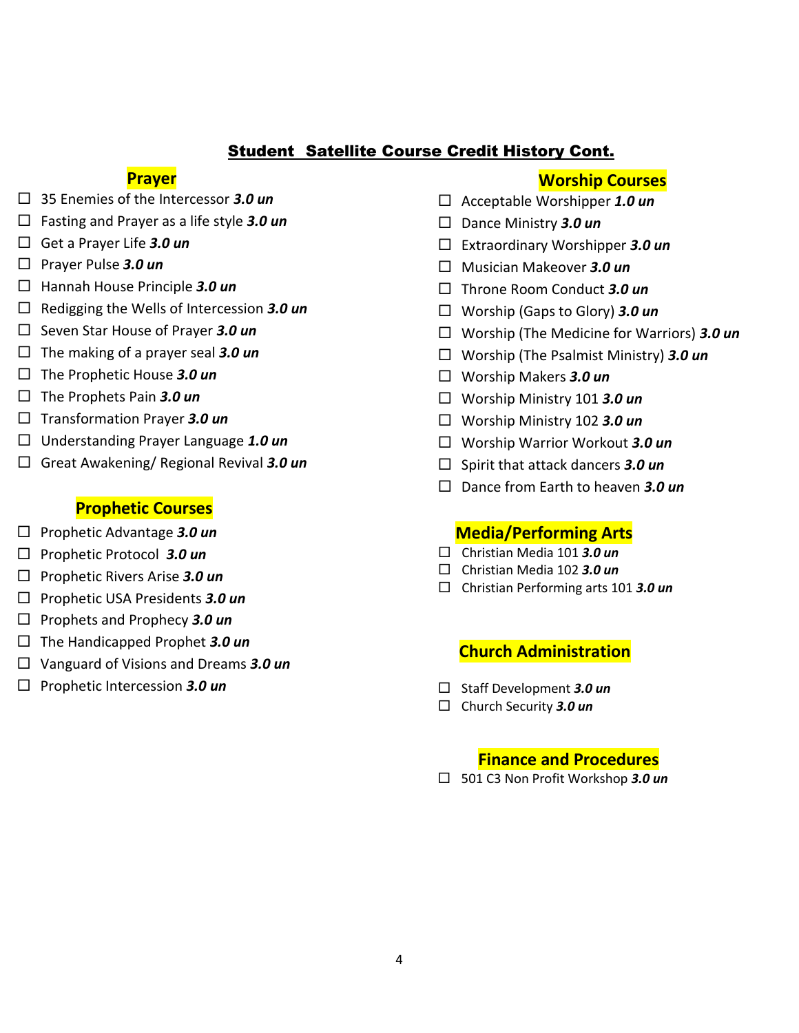## Student Satellite Course Credit History Cont.

### Prayer

- ☐ 35 Enemies of the Intercessor ***3.0 un***
- ☐ Fasting and Prayer as a life style ***3.0 un***
- ☐ Get a Prayer Life ***3.0 un***
- ☐ Prayer Pulse ***3.0 un***
- ☐ Hannah House Principle ***3.0 un***
- ☐ Redigging the Wells of Intercession ***3.0 un***
- ☐ Seven Star House of Prayer ***3.0 un***
- ☐ The making of a prayer seal ***3.0 un***
- ☐ The Prophetic House ***3.0 un***
- ☐ The Prophets Pain ***3.0 un***
- ☐ Transformation Prayer ***3.0 un***
- ☐ Understanding Prayer Language ***1.0 un***
- ☐ Great Awakening/ Regional Revival ***3.0 un***

### Prophetic Courses

- ☐ Prophetic Advantage ***3.0 un***
- ☐ Prophetic Protocol ***3.0 un***
- ☐ Prophetic Rivers Arise ***3.0 un***
- ☐ Prophetic USA Presidents ***3.0 un***
- ☐ Prophets and Prophecy ***3.0 un***
- ☐ The Handicapped Prophet ***3.0 un***
- ☐ Vanguard of Visions and Dreams ***3.0 un***
- ☐ Prophetic Intercession ***3.0 un***

### Worship Courses

- ☐ Acceptable Worshipper ***1.0 un***
- ☐ Dance Ministry ***3.0 un***
- ☐ Extraordinary Worshipper ***3.0 un***
- ☐ Musician Makeover ***3.0 un***
- ☐ Throne Room Conduct ***3.0 un***
- ☐ Worship (Gaps to Glory) ***3.0 un***
- ☐ Worship (The Medicine for Warriors) ***3.0 un***
- ☐ Worship (The Psalmist Ministry) ***3.0 un***
- ☐ Worship Makers ***3.0 un***
- ☐ Worship Ministry 101 ***3.0 un***
- ☐ Worship Ministry 102 ***3.0 un***
- ☐ Worship Warrior Workout ***3.0 un***
- ☐ Spirit that attack dancers ***3.0 un***
- ☐ Dance from Earth to heaven ***3.0 un***

### Media/Performing Arts

- ☐ Christian Media 101 ***3.0 un***
- ☐ Christian Media 102 ***3.0 un***
- ☐ Christian Performing arts 101 ***3.0 un***

### Church Administration

- ☐ Staff Development ***3.0 un***
- ☐ Church Security ***3.0 un***

### Finance and Procedures

- ☐ 501 C3 Non Profit Workshop ***3.0 un***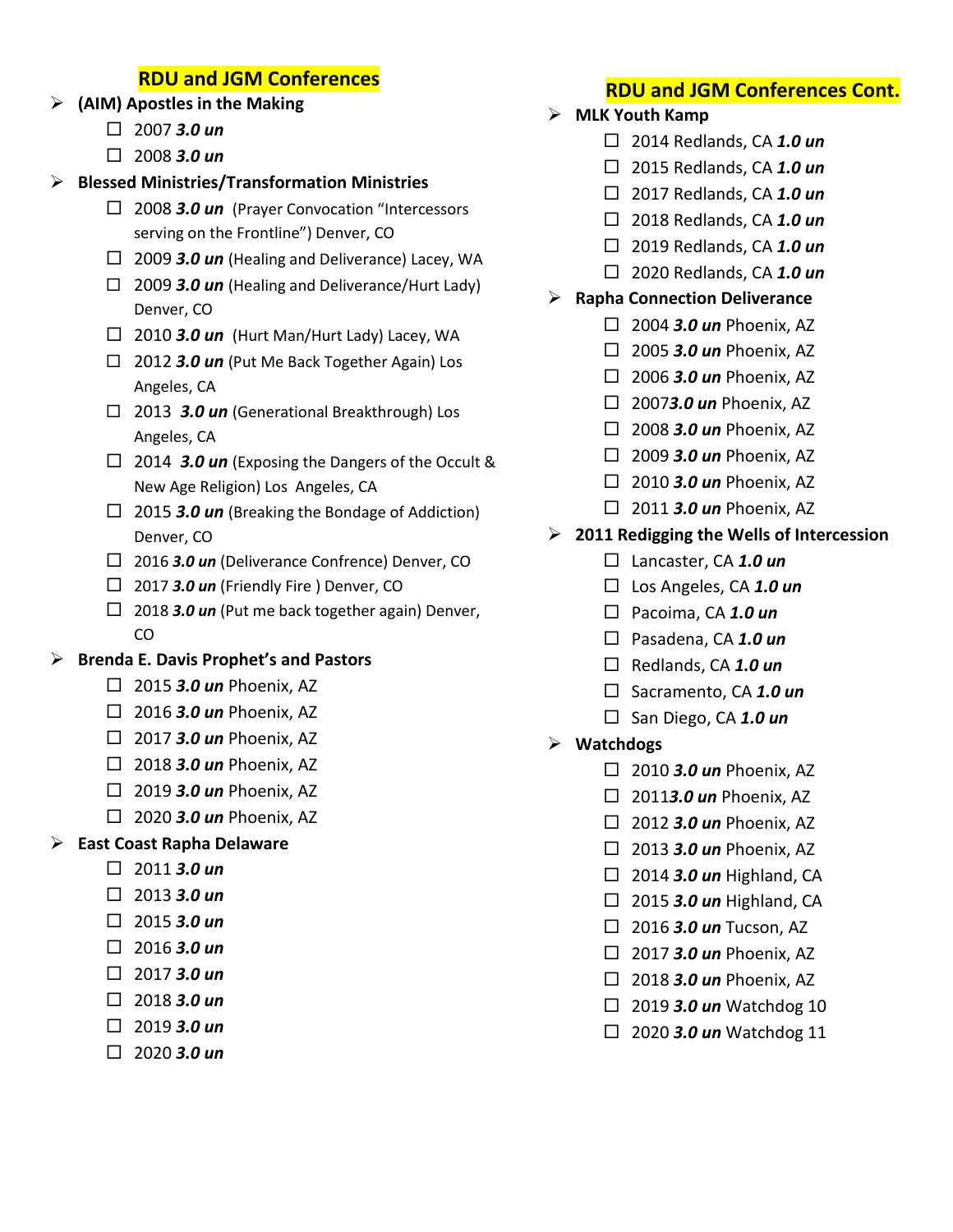## RDU and JGM Conferences

- **(AIM) Apostles in the Making**
  - ☐ 2007 ***3.0 un***
  - ☐ 2008 ***3.0 un***
- **Blessed Ministries/Transformation Ministries**
  - ☐ 2008 ***3.0 un*** (Prayer Convocation "Intercessors serving on the Frontline") Denver, CO
  - ☐ 2009 ***3.0 un*** (Healing and Deliverance) Lacey, WA
  - ☐ 2009 ***3.0 un*** (Healing and Deliverance/Hurt Lady) Denver, CO
  - ☐ 2010 ***3.0 un*** (Hurt Man/Hurt Lady) Lacey, WA
  - ☐ 2012 ***3.0 un*** (Put Me Back Together Again) Los Angeles, CA
  - ☐ 2013 ***3.0 un*** (Generational Breakthrough) Los Angeles, CA
  - ☐ 2014 ***3.0 un*** (Exposing the Dangers of the Occult & New Age Religion) Los Angeles, CA
  - ☐ 2015 ***3.0 un*** (Breaking the Bondage of Addiction) Denver, CO
  - ☐ 2016 ***3.0 un*** (Deliverance Confrence) Denver, CO
  - ☐ 2017 ***3.0 un*** (Friendly Fire ) Denver, CO
  - ☐ 2018 ***3.0 un*** (Put me back together again) Denver, CO
- **Brenda E. Davis Prophet's and Pastors**
  - ☐ 2015 ***3.0 un*** Phoenix, AZ
  - ☐ 2016 ***3.0 un*** Phoenix, AZ
  - ☐ 2017 ***3.0 un*** Phoenix, AZ
  - ☐ 2018 ***3.0 un*** Phoenix, AZ
  - ☐ 2019 ***3.0 un*** Phoenix, AZ
  - ☐ 2020 ***3.0 un*** Phoenix, AZ
- **East Coast Rapha Delaware**
  - ☐ 2011 ***3.0 un***
  - ☐ 2013 ***3.0 un***
  - ☐ 2015 ***3.0 un***
  - ☐ 2016 ***3.0 un***
  - ☐ 2017 ***3.0 un***
  - ☐ 2018 ***3.0 un***
  - ☐ 2019 ***3.0 un***
  - ☐ 2020 ***3.0 un***

## RDU and JGM Conferences Cont.

- **MLK Youth Kamp**
  - ☐ 2014 Redlands, CA ***1.0 un***
  - ☐ 2015 Redlands, CA ***1.0 un***
  - ☐ 2017 Redlands, CA ***1.0 un***
  - ☐ 2018 Redlands, CA ***1.0 un***
  - ☐ 2019 Redlands, CA ***1.0 un***
  - ☐ 2020 Redlands, CA ***1.0 un***
- **Rapha Connection Deliverance**
  - ☐ 2004 ***3.0 un*** Phoenix, AZ
  - ☐ 2005 ***3.0 un*** Phoenix, AZ
  - ☐ 2006 ***3.0 un*** Phoenix, AZ
  - ☐ 2007***3.0 un*** Phoenix, AZ
  - ☐ 2008 ***3.0 un*** Phoenix, AZ
  - ☐ 2009 ***3.0 un*** Phoenix, AZ
  - ☐ 2010 ***3.0 un*** Phoenix, AZ
  - ☐ 2011 ***3.0 un*** Phoenix, AZ
- **2011 Redigging the Wells of Intercession**
  - ☐ Lancaster, CA ***1.0 un***
  - ☐ Los Angeles, CA ***1.0 un***
  - ☐ Pacoima, CA ***1.0 un***
  - ☐ Pasadena, CA ***1.0 un***
  - ☐ Redlands, CA ***1.0 un***
  - ☐ Sacramento, CA ***1.0 un***
  - ☐ San Diego, CA ***1.0 un***
- **Watchdogs**
  - ☐ 2010 ***3.0 un*** Phoenix, AZ
  - ☐ 2011***3.0 un*** Phoenix, AZ
  - ☐ 2012 ***3.0 un*** Phoenix, AZ
  - ☐ 2013 ***3.0 un*** Phoenix, AZ
  - ☐ 2014 ***3.0 un*** Highland, CA
  - ☐ 2015 ***3.0 un*** Highland, CA
  - ☐ 2016 ***3.0 un*** Tucson, AZ
  - ☐ 2017 ***3.0 un*** Phoenix, AZ
  - ☐ 2018 ***3.0 un*** Phoenix, AZ
  - ☐ 2019 ***3.0 un*** Watchdog 10
  - ☐ 2020 ***3.0 un*** Watchdog 11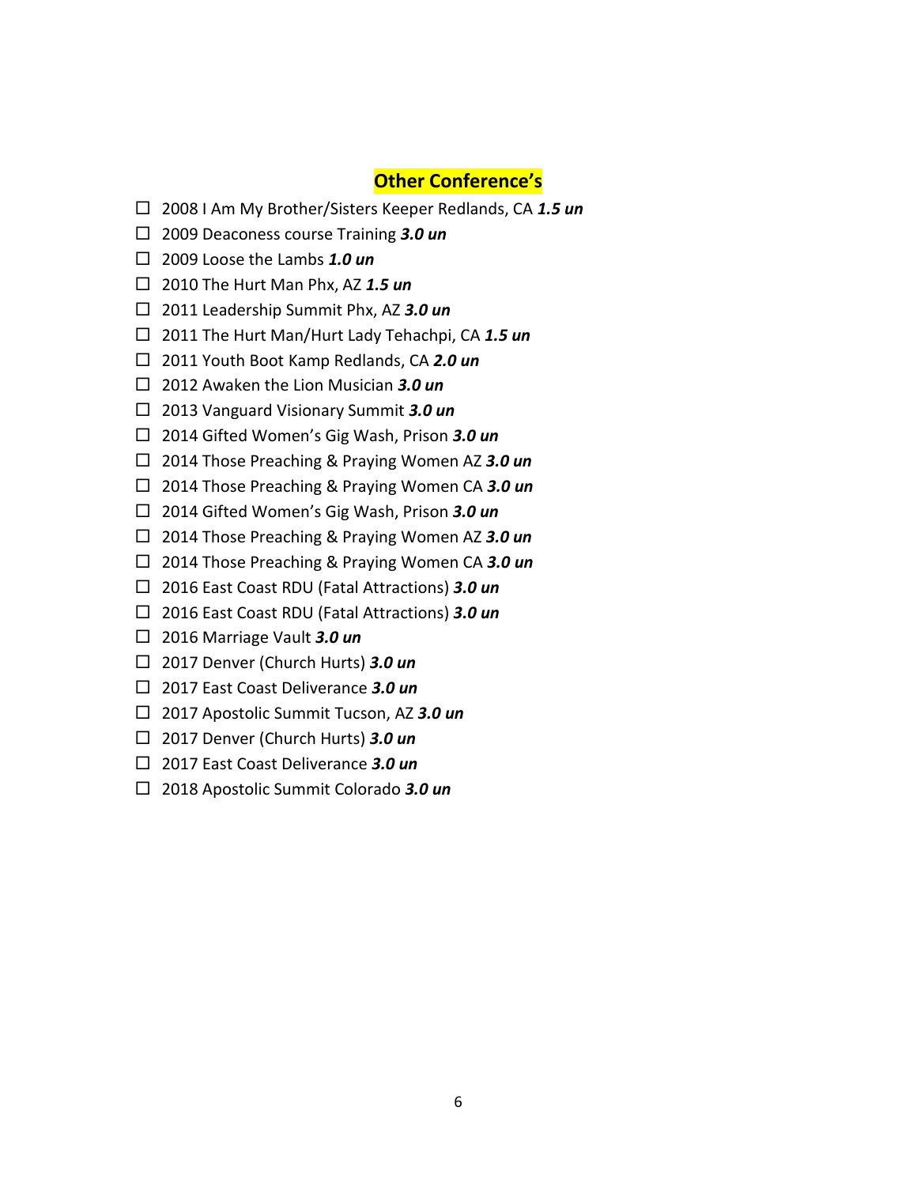## Other Conference's

- ☐ 2008 I Am My Brother/Sisters Keeper Redlands, CA ***1.5 un***
- ☐ 2009 Deaconess course Training ***3.0 un***
- ☐ 2009 Loose the Lambs ***1.0 un***
- ☐ 2010 The Hurt Man Phx, AZ ***1.5 un***
- ☐ 2011 Leadership Summit Phx, AZ ***3.0 un***
- ☐ 2011 The Hurt Man/Hurt Lady Tehachpi, CA ***1.5 un***
- ☐ 2011 Youth Boot Kamp Redlands, CA ***2.0 un***
- ☐ 2012 Awaken the Lion Musician ***3.0 un***
- ☐ 2013 Vanguard Visionary Summit ***3.0 un***
- ☐ 2014 Gifted Women's Gig Wash, Prison ***3.0 un***
- ☐ 2014 Those Preaching & Praying Women AZ ***3.0 un***
- ☐ 2014 Those Preaching & Praying Women CA ***3.0 un***
- ☐ 2014 Gifted Women's Gig Wash, Prison ***3.0 un***
- ☐ 2014 Those Preaching & Praying Women AZ ***3.0 un***
- ☐ 2014 Those Preaching & Praying Women CA ***3.0 un***
- ☐ 2016 East Coast RDU (Fatal Attractions) ***3.0 un***
- ☐ 2016 East Coast RDU (Fatal Attractions) ***3.0 un***
- ☐ 2016 Marriage Vault ***3.0 un***
- ☐ 2017 Denver (Church Hurts) ***3.0 un***
- ☐ 2017 East Coast Deliverance ***3.0 un***
- ☐ 2017 Apostolic Summit Tucson, AZ ***3.0 un***
- ☐ 2017 Denver (Church Hurts) ***3.0 un***
- ☐ 2017 East Coast Deliverance ***3.0 un***
- ☐ 2018 Apostolic Summit Colorado ***3.0 un***